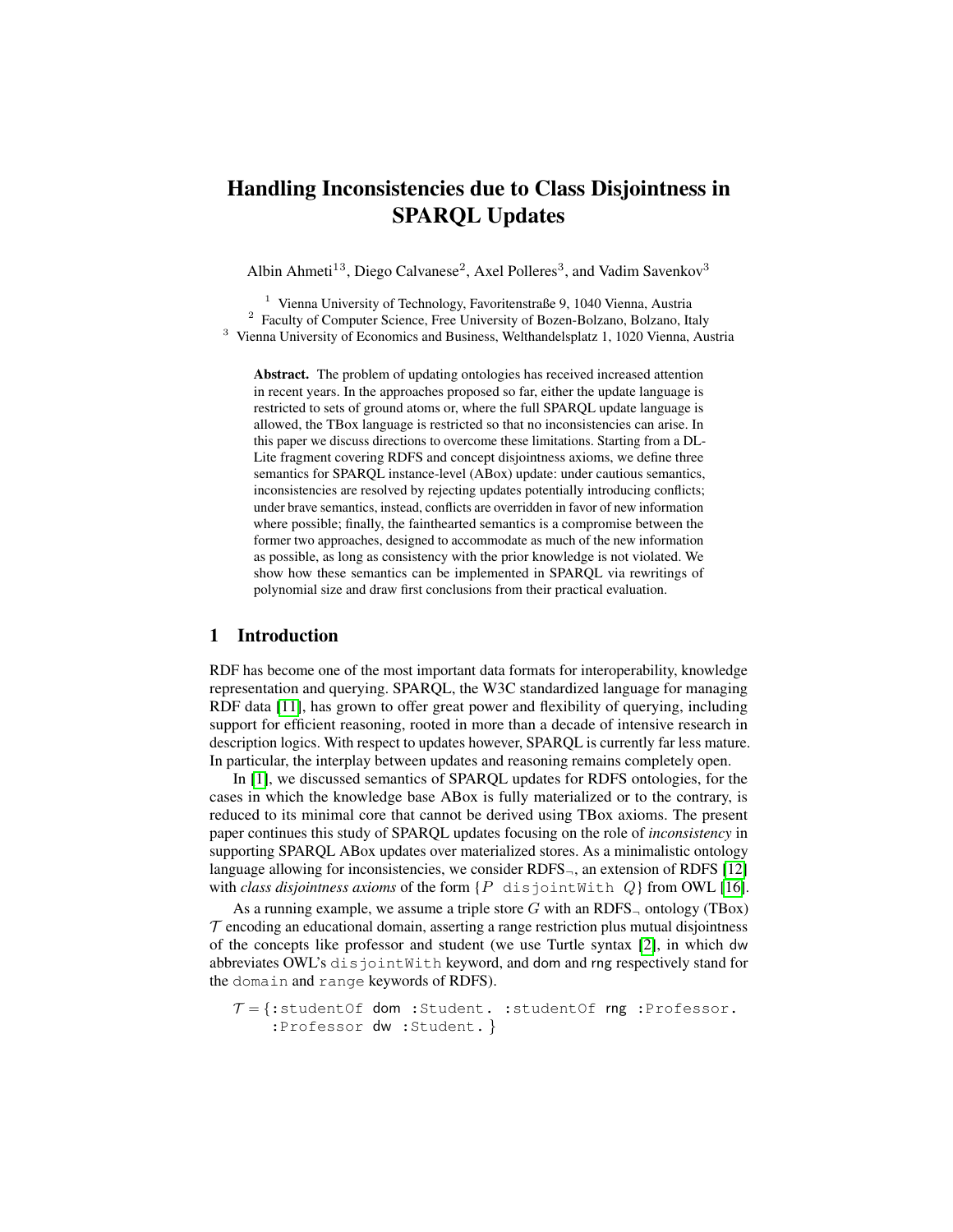# Handling Inconsistencies due to Class Disjointness in SPARQL Updates

Albin Ahmeti[1,3], Diego Calvanese[2], Axel Polleres[3], and Vadim Savenkov[3]

[1] Vienna University of Technology, Favoritenstraße 9, 1040 Vienna, Austria
[2] Faculty of Computer Science, Free University of Bozen-Bolzano, Bolzano, Italy
[3] Vienna University of Economics and Business, Welthandelsplatz 1, 1020 Vienna, Austria

**Abstract.** The problem of updating ontologies has received increased attention in recent years. In the approaches proposed so far, either the update language is restricted to sets of ground atoms or, where the full SPARQL update language is allowed, the TBox language is restricted so that no inconsistencies can arise. In this paper we discuss directions to overcome these limitations. Starting from a DL-Lite fragment covering RDFS and concept disjointness axioms, we define three semantics for SPARQL instance-level (ABox) update: under cautious semantics, inconsistencies are resolved by rejecting updates potentially introducing conflicts; under brave semantics, instead, conflicts are overridden in favor of new information where possible; finally, the fainthearted semantics is a compromise between the former two approaches, designed to accommodate as much of the new information as possible, as long as consistency with the prior knowledge is not violated. We show how these semantics can be implemented in SPARQL via rewritings of polynomial size and draw first conclusions from their practical evaluation.

## 1 Introduction

RDF has become one of the most important data formats for interoperability, knowledge representation and querying. SPARQL, the W3C standardized language for managing RDF data [11], has grown to offer great power and flexibility of querying, including support for efficient reasoning, rooted in more than a decade of intensive research in description logics. With respect to updates however, SPARQL is currently far less mature. In particular, the interplay between updates and reasoning remains completely open.

In [1], we discussed semantics of SPARQL updates for RDFS ontologies, for the cases in which the knowledge base ABox is fully materialized or to the contrary, is reduced to its minimal core that cannot be derived using TBox axioms. The present paper continues this study of SPARQL updates focusing on the role of *inconsistency* in supporting SPARQL ABox updates over materialized stores. As a minimalistic ontology language allowing for inconsistencies, we consider RDFS$_\neg$, an extension of RDFS [12] with *class disjointness axioms* of the form $\{P$ `disjointWith` $Q\}$ from OWL [16].

As a running example, we assume a triple store $G$ with an RDFS$_\neg$ ontology (TBox) $\mathcal{T}$ encoding an educational domain, asserting a range restriction plus mutual disjointness of the concepts like professor and student (we use Turtle syntax [2], in which dw abbreviates OWL's `disjointWith` keyword, and dom and rng respectively stand for the `domain` and `range` keywords of RDFS).

$\mathcal{T} = \{$`:studentOf` dom `:Student.` `:studentOf` rng `:Professor.`
`:Professor` dw `:Student.` $\}$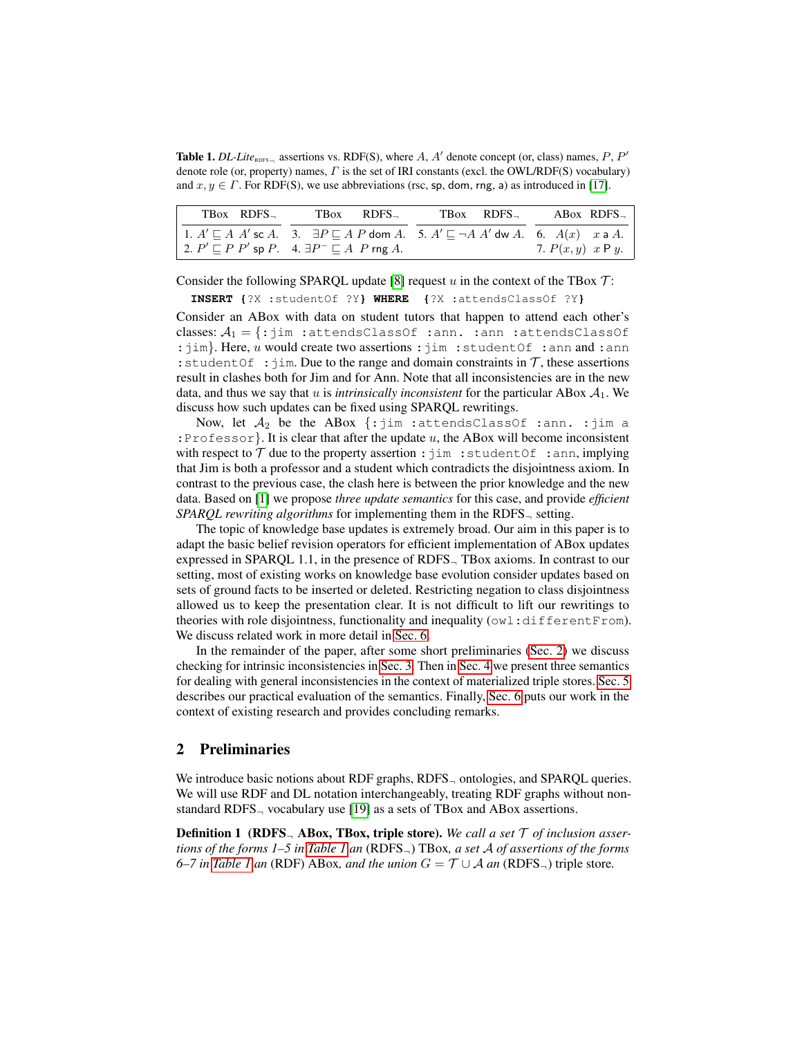**Table 1.** *DL-Lite*$_{\text{RDFS}_\neg}$ assertions vs. RDF(S), where $A$, $A'$ denote concept (or, class) names, $P$, $P'$ denote role (or, property) names, $\Gamma$ is the set of IRI constants (excl. the OWL/RDF(S) vocabulary) and $x, y \in \Gamma$. For RDF(S), we use abbreviations (rsc, sp, dom, rng, a) as introduced in [17].

| | TBox | RDFS$_\neg$ | | TBox | RDFS$_\neg$ | | TBox | RDFS$_\neg$ | | ABox | RDFS$_\neg$ |
|---|---|---|---|---|---|---|---|---|---|---|---|
| 1. | $A' \sqsubseteq A$ | $A'$ sc $A$. | 3. | $\exists P \sqsubseteq A$ | $P$ dom $A$. | 5. | $A' \sqsubseteq \neg A$ | $A'$ dw $A$. | 6. | $A(x)$ | $x$ a $A$. |
| 2. | $P' \sqsubseteq P$ | $P'$ sp $P$. | 4. | $\exists P^- \sqsubseteq A$ | $P$ rng $A$. | | | | 7. | $P(x, y)$ | $x$ P $y$. |

Consider the following SPARQL update [8] request $u$ in the context of the TBox $\mathcal{T}$:

```
INSERT {?X :studentOf ?Y} WHERE  {?X :attendsClassOf ?Y}
```

Consider an ABox with data on student tutors that happen to attend each other's classes: $\mathcal{A}_1 = \{$`:jim :attendsClassOf :ann. :ann :attendsClassOf :jim`$\}$. Here, $u$ would create two assertions `:jim :studentOf :ann` and `:ann :studentOf :jim`. Due to the range and domain constraints in $\mathcal{T}$, these assertions result in clashes both for Jim and for Ann. Note that all inconsistencies are in the new data, and thus we say that $u$ is *intrinsically inconsistent* for the particular ABox $\mathcal{A}_1$. We discuss how such updates can be fixed using SPARQL rewritings.

Now, let $\mathcal{A}_2$ be the ABox $\{$`:jim :attendsClassOf :ann. :jim a :Professor`$\}$. It is clear that after the update $u$, the ABox will become inconsistent with respect to $\mathcal{T}$ due to the property assertion `:jim :studentOf :ann`, implying that Jim is both a professor and a student which contradicts the disjointness axiom. In contrast to the previous case, the clash here is between the prior knowledge and the new data. Based on [1] we propose *three update semantics* for this case, and provide *efficient SPARQL rewriting algorithms* for implementing them in the RDFS$_\neg$ setting.

The topic of knowledge base updates is extremely broad. Our aim in this paper is to adapt the basic belief revision operators for efficient implementation of ABox updates expressed in SPARQL 1.1, in the presence of RDFS$_\neg$ TBox axioms. In contrast to our setting, most of existing works on knowledge base evolution consider updates based on sets of ground facts to be inserted or deleted. Restricting negation to class disjointness allowed us to keep the presentation clear. It is not difficult to lift our rewritings to theories with role disjointness, functionality and inequality (`owl:differentFrom`). We discuss related work in more detail in Sec. 6.

In the remainder of the paper, after some short preliminaries (Sec. 2) we discuss checking for intrinsic inconsistencies in Sec. 3. Then in Sec. 4 we present three semantics for dealing with general inconsistencies in the context of materialized triple stores. Sec. 5 describes our practical evaluation of the semantics. Finally, Sec. 6 puts our work in the context of existing research and provides concluding remarks.

## 2 Preliminaries

We introduce basic notions about RDF graphs, RDFS$_\neg$ ontologies, and SPARQL queries. We will use RDF and DL notation interchangeably, treating RDF graphs without non-standard RDFS$_\neg$ vocabulary use [19] as a sets of TBox and ABox assertions.

**Definition 1 (RDFS$_\neg$ ABox, TBox, triple store).** *We call a set $\mathcal{T}$ of inclusion assertions of the forms 1–5 in Table 1 an* (RDFS$_\neg$) TBox*, a set $\mathcal{A}$ of assertions of the forms 6–7 in Table 1 an* (RDF) ABox*, and the union $G = \mathcal{T} \cup \mathcal{A}$ an* (RDFS$_\neg$) triple store.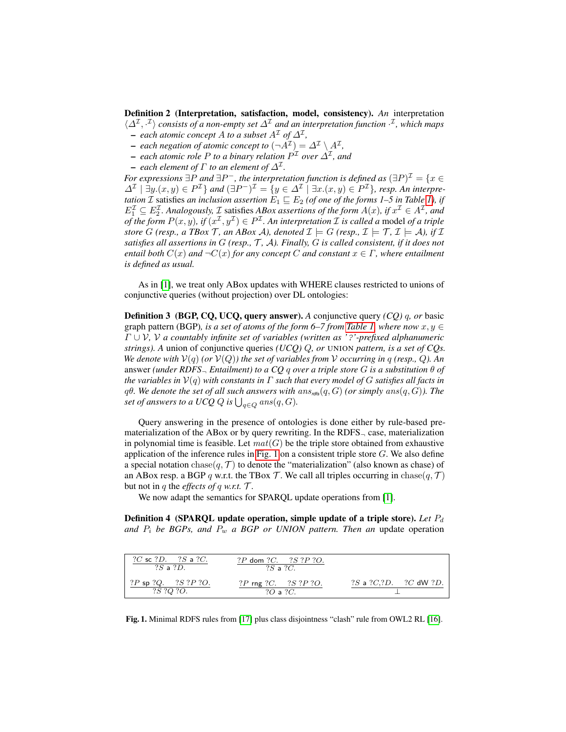**Definition 2 (Interpretation, satisfaction, model, consistency).** *An* interpretation $\langle \Delta^{\mathcal{I}}, \cdot^{\mathcal{I}} \rangle$ *consists of a non-empty set* $\Delta^{\mathcal{I}}$ *and an interpretation function* $\cdot^{\mathcal{I}}$*, which maps*

- *each atomic concept $A$ to a subset $A^{\mathcal{I}}$ of $\Delta^{\mathcal{I}}$,*
- *each negation of atomic concept to $(\neg A^{\mathcal{I}}) = \Delta^{\mathcal{I}} \setminus A^{\mathcal{I}}$,*
- *each atomic role $P$ to a binary relation $P^{\mathcal{I}}$ over $\Delta^{\mathcal{I}}$, and*
- *each element of $\Gamma$ to an element of $\Delta^{\mathcal{I}}$.*

*For expressions $\exists P$ and $\exists P^-$, the interpretation function is defined as $(\exists P)^{\mathcal{I}} = \{x \in \Delta^{\mathcal{I}} \mid \exists y.(x, y) \in P^{\mathcal{I}}\}$ and $(\exists P^-)^{\mathcal{I}} = \{y \in \Delta^{\mathcal{I}} \mid \exists x.(x, y) \in P^{\mathcal{I}}\}$, resp. An interpretation $\mathcal{I}$* satisfies *an inclusion assertion $E_1 \sqsubseteq E_2$ (of one of the forms 1–5 in Table 1), if $E_1^{\mathcal{I}} \subseteq E_2^{\mathcal{I}}$. Analogously, $\mathcal{I}$ satisfies ABox assertions of the form $A(x)$, if $x^{\mathcal{I}} \in A^{\mathcal{I}}$, and of the form $P(x, y)$, if $(x^{\mathcal{I}}, y^{\mathcal{I}}) \in P^{\mathcal{I}}$. An interpretation $\mathcal{I}$ is called a* model *of a triple store $G$ (resp., a TBox $\mathcal{T}$, an ABox $\mathcal{A}$), denoted $\mathcal{I} \models G$ (resp., $\mathcal{I} \models \mathcal{T}$, $\mathcal{I} \models \mathcal{A}$), if $\mathcal{I}$ satisfies all assertions in $G$ (resp., $\mathcal{T}$, $\mathcal{A}$). Finally, $G$ is called consistent, if it does not entail both $C(x)$ and $\neg C(x)$ for any concept $C$ and constant $x \in \Gamma$, where entailment is defined as usual.*

As in [1], we treat only ABox updates with WHERE clauses restricted to unions of conjunctive queries (without projection) over DL ontologies:

**Definition 3 (BGP, CQ, UCQ, query answer).** *A* conjunctive query *(CQ) $q$, or* basic graph pattern *(BGP), is a set of atoms of the form 6–7 from Table 1, where now $x, y \in \Gamma \cup \mathcal{V}$, $\mathcal{V}$ a countably infinite set of variables (written as '?'-prefixed alphanumeric strings). A* union of conjunctive queries *(UCQ) $Q$, or* UNION *pattern, is a set of CQs. We denote with $\mathcal{V}(q)$ (or $\mathcal{V}(Q)$) the set of variables from $\mathcal{V}$ occurring in $q$ (resp., $Q$). An* answer *(under RDFS$_\neg$ Entailment) to a CQ $q$ over a triple store $G$ is a substitution $\theta$ of the variables in $\mathcal{V}(q)$ with constants in $\Gamma$ such that every model of $G$ satisfies all facts in $q\theta$. We denote the set of all such answers with $ans_{\mathsf{rdfs}}(q, G)$ (or simply $ans(q, G)$). The set of answers to a UCQ $Q$ is $\bigcup_{q \in Q} ans(q, G)$.*

Query answering in the presence of ontologies is done either by rule-based prematerialization of the ABox or by query rewriting. In the RDFS$_\neg$ case, materialization in polynomial time is feasible. Let $mat(G)$ be the triple store obtained from exhaustive application of the inference rules in Fig. 1 on a consistent triple store $G$. We also define a special notation $\mathrm{chase}(q, \mathcal{T})$ to denote the "materialization" (also known as chase) of an ABox resp. a BGP $q$ w.r.t. the TBox $\mathcal{T}$. We call all triples occurring in $\mathrm{chase}(q, \mathcal{T})$ but not in $q$ the *effects of $q$ w.r.t. $\mathcal{T}$*.

We now adapt the semantics for SPARQL update operations from [1].

**Definition 4 (SPARQL update operation, simple update of a triple store).** *Let $P_d$ and $P_i$ be BGPs, and $P_w$ a BGP or UNION pattern. Then an* update operation

$$\frac{?C\ \mathsf{sc}\ ?D. \quad ?S\ \mathsf{a}\ ?C.}{?S\ \mathsf{a}\ ?D.} \qquad \frac{?P\ \mathsf{dom}\ ?C. \quad ?S\ ?P\ ?O.}{?S\ \mathsf{a}\ ?C.}$$

$$\frac{?P\ \mathsf{sp}\ ?Q. \quad ?S\ ?P\ ?O.}{?S\ ?Q\ ?O.} \qquad \frac{?P\ \mathsf{rng}\ ?C. \quad ?S\ ?P\ ?O.}{?O\ \mathsf{a}\ ?C.} \qquad \frac{?S\ \mathsf{a}\ ?C, ?D. \quad ?C\ \mathsf{dW}\ ?D.}{\bot}$$

**Fig. 1.** Minimal RDFS rules from [17] plus class disjointness "clash" rule from OWL2 RL [16].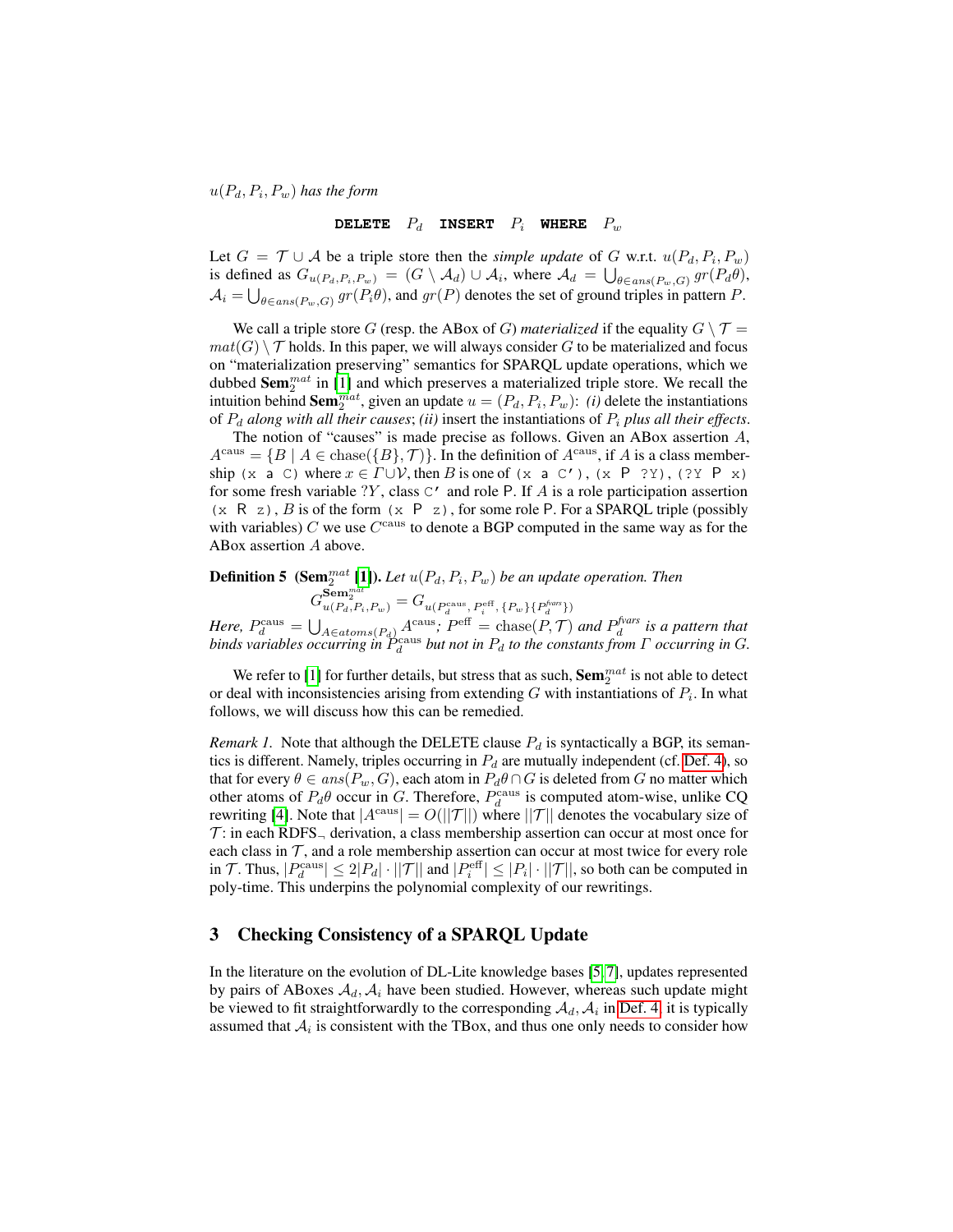$u(P_d, P_i, P_w)$ *has the form*

$$\texttt{DELETE}\quad P_d \quad \texttt{INSERT}\quad P_i \quad \texttt{WHERE}\quad P_w$$

Let $G = \mathcal{T} \cup \mathcal{A}$ be a triple store then the *simple update* of $G$ w.r.t. $u(P_d, P_i, P_w)$ is defined as $G_{u(P_d,P_i,P_w)} = (G \setminus \mathcal{A}_d) \cup \mathcal{A}_i$, where $\mathcal{A}_d = \bigcup_{\theta \in ans(P_w,G)} gr(P_d\theta)$, $\mathcal{A}_i = \bigcup_{\theta \in ans(P_w,G)} gr(P_i\theta)$, and $gr(P)$ denotes the set of ground triples in pattern $P$.

We call a triple store $G$ (resp. the ABox of $G$) *materialized* if the equality $G \setminus \mathcal{T} = mat(G) \setminus \mathcal{T}$ holds. In this paper, we will always consider $G$ to be materialized and focus on "materialization preserving" semantics for SPARQL update operations, which we dubbed $\textbf{Sem}_2^{mat}$ in [1] and which preserves a materialized triple store. We recall the intuition behind $\textbf{Sem}_2^{mat}$, given an update $u = (P_d, P_i, P_w)$: *(i)* delete the instantiations of $P_d$ *along with all their causes*; *(ii)* insert the instantiations of $P_i$ *plus all their effects*.

The notion of "causes" is made precise as follows. Given an ABox assertion $A$, $A^{\text{caus}} = \{B \mid A \in \text{chase}(\{B\}, \mathcal{T})\}$. In the definition of $A^{\text{caus}}$, if $A$ is a class membership `(x a C)` where $x \in \Gamma \cup \mathcal{V}$, then $B$ is one of `(x a C′)`, `(x P ?Y)`, `(?Y P x)` for some fresh variable $?Y$, class `C′` and role `P`. If $A$ is a role participation assertion `(x R z)`, $B$ is of the form `(x P z)`, for some role `P`. For a SPARQL triple (possibly with variables) $C$ we use $C^{\text{caus}}$ to denote a BGP computed in the same way as for the ABox assertion $A$ above.

**Definition 5** **($\textbf{Sem}_2^{mat}$ [1]).** *Let $u(P_d, P_i, P_w)$ be an update operation. Then*

$$G^{\textbf{Sem}_2^{mat}}_{u(P_d,P_i,P_w)} = G_{u(P_d^{\text{caus}},\, P_i^{\text{eff}},\, \{P_w\}\{P_d^{fvars}\})}$$

*Here,* $P_d^{\text{caus}} = \bigcup_{A \in atoms(P_d)} A^{\text{caus}}$*;* $P^{\text{eff}} = \text{chase}(P, \mathcal{T})$ *and* $P_d^{fvars}$ *is a pattern that binds variables occurring in* $P_d^{\text{caus}}$ *but not in* $P_d$ *to the constants from* $\Gamma$ *occurring in* $G$*.*

We refer to [1] for further details, but stress that as such, $\textbf{Sem}_2^{mat}$ is not able to detect or deal with inconsistencies arising from extending $G$ with instantiations of $P_i$. In what follows, we will discuss how this can be remedied.

*Remark 1.* Note that although the DELETE clause $P_d$ is syntactically a BGP, its semantics is different. Namely, triples occurring in $P_d$ are mutually independent (cf. Def. 4), so that for every $\theta \in ans(P_w, G)$, each atom in $P_d\theta \cap G$ is deleted from $G$ no matter which other atoms of $P_d\theta$ occur in $G$. Therefore, $P_d^{\text{caus}}$ is computed atom-wise, unlike CQ rewriting [4]. Note that $|A^{\text{caus}}| = O(||\mathcal{T}||)$ where $||\mathcal{T}||$ denotes the vocabulary size of $\mathcal{T}$: in each RDFS$_\neg$ derivation, a class membership assertion can occur at most once for each class in $\mathcal{T}$, and a role membership assertion can occur at most twice for every role in $\mathcal{T}$. Thus, $|P_d^{\text{caus}}| \le 2|P_d| \cdot ||\mathcal{T}||$ and $|P_i^{\text{eff}}| \le |P_i| \cdot ||\mathcal{T}||$, so both can be computed in poly-time. This underpins the polynomial complexity of our rewritings.

## 3 Checking Consistency of a SPARQL Update

In the literature on the evolution of DL-Lite knowledge bases [5,7], updates represented by pairs of ABoxes $\mathcal{A}_d, \mathcal{A}_i$ have been studied. However, whereas such update might be viewed to fit straightforwardly to the corresponding $\mathcal{A}_d, \mathcal{A}_i$ in Def. 4, it is typically assumed that $\mathcal{A}_i$ is consistent with the TBox, and thus one only needs to consider how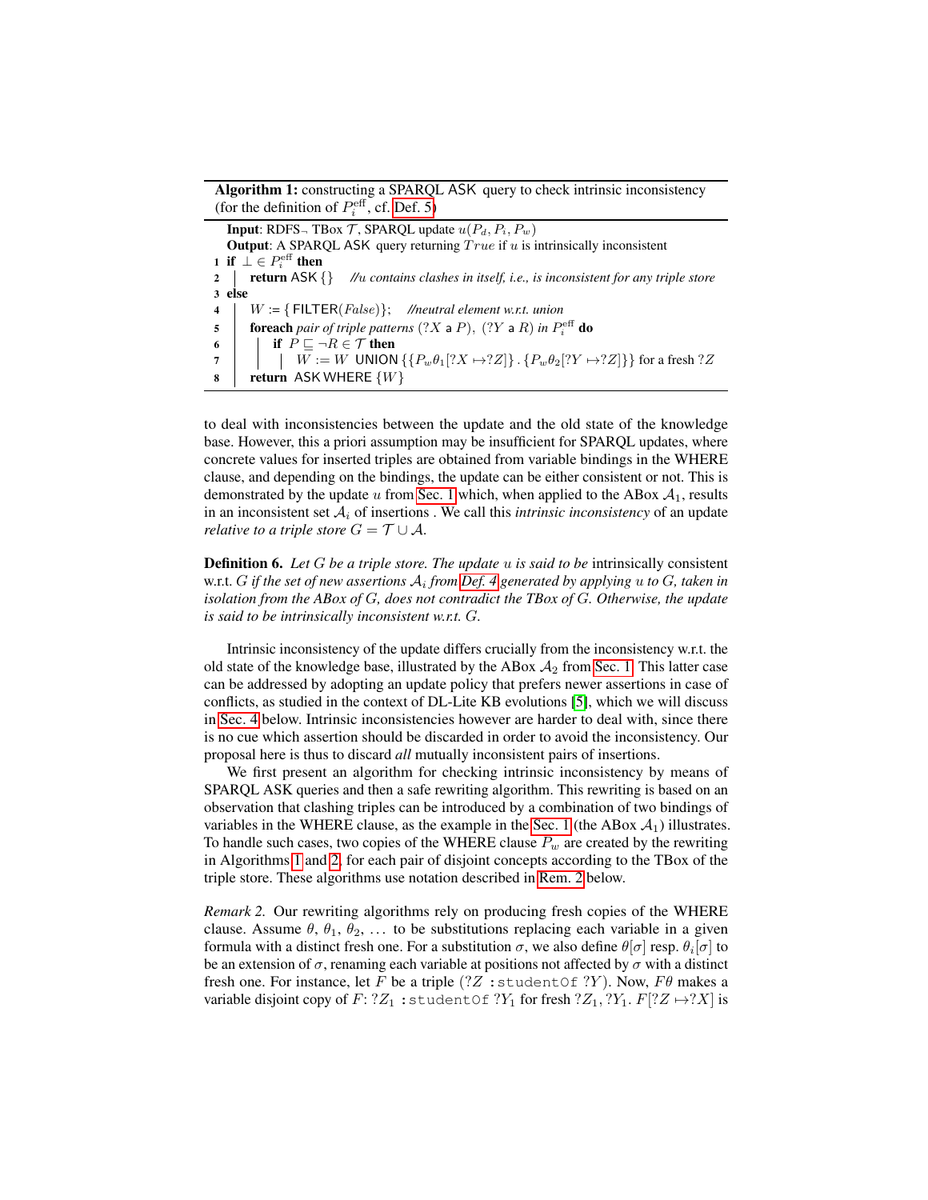**Algorithm 1:** constructing a SPARQL ASK query to check intrinsic inconsistency (for the definition of $P_i^{\text{eff}}$, cf. Def. 5)

```
Input: RDFS¬ TBox T, SPARQL update u(P_d, P_i, P_w)
Output: A SPARQL ASK query returning True if u is intrinsically inconsistent
1 if ⊥ ∈ P_i^eff then
2 |   return ASK {}    //u contains clashes in itself, i.e., is inconsistent for any triple store
3 else
4 |   W := { FILTER(False)};    //neutral element w.r.t. union
5 |   foreach pair of triple patterns (?X a P), (?Y a R) in P_i^eff do
6 |   |   if P ⊑ ¬R ∈ T then
7 |   |   |   W := W UNION {{P_w θ_1[?X ↦ ?Z]} . {P_w θ_2[?Y ↦ ?Z]}} for a fresh ?Z
8 |   return ASK WHERE {W}
```

to deal with inconsistencies between the update and the old state of the knowledge base. However, this a priori assumption may be insufficient for SPARQL updates, where concrete values for inserted triples are obtained from variable bindings in the WHERE clause, and depending on the bindings, the update can be either consistent or not. This is demonstrated by the update $u$ from Sec. 1 which, when applied to the ABox $\mathcal{A}_1$, results in an inconsistent set $\mathcal{A}_i$ of insertions . We call this *intrinsic inconsistency* of an update *relative to a triple store* $G = \mathcal{T} \cup \mathcal{A}$.

**Definition 6.** *Let $G$ be a triple store. The update $u$ is said to be* intrinsically consistent w.r.t. $G$ *if the set of new assertions $\mathcal{A}_i$ from Def. 4 generated by applying $u$ to $G$, taken in isolation from the ABox of $G$, does not contradict the TBox of $G$. Otherwise, the update is said to be intrinsically inconsistent w.r.t. $G$.*

Intrinsic inconsistency of the update differs crucially from the inconsistency w.r.t. the old state of the knowledge base, illustrated by the ABox $\mathcal{A}_2$ from Sec. 1. This latter case can be addressed by adopting an update policy that prefers newer assertions in case of conflicts, as studied in the context of DL-Lite KB evolutions [5], which we will discuss in Sec. 4 below. Intrinsic inconsistencies however are harder to deal with, since there is no cue which assertion should be discarded in order to avoid the inconsistency. Our proposal here is thus to discard *all* mutually inconsistent pairs of insertions.

We first present an algorithm for checking intrinsic inconsistency by means of SPARQL ASK queries and then a safe rewriting algorithm. This rewriting is based on an observation that clashing triples can be introduced by a combination of two bindings of variables in the WHERE clause, as the example in the Sec. 1 (the ABox $\mathcal{A}_1$) illustrates. To handle such cases, two copies of the WHERE clause $P_w$ are created by the rewriting in Algorithms 1 and 2, for each pair of disjoint concepts according to the TBox of the triple store. These algorithms use notation described in Rem. 2 below.

*Remark 2.* Our rewriting algorithms rely on producing fresh copies of the WHERE clause. Assume $\theta$, $\theta_1$, $\theta_2$, ... to be substitutions replacing each variable in a given formula with a distinct fresh one. For a substitution $\sigma$, we also define $\theta[\sigma]$ resp. $\theta_i[\sigma]$ to be an extension of $\sigma$, renaming each variable at positions not affected by $\sigma$ with a distinct fresh one. For instance, let $F$ be a triple ($?Z$ `:studentOf` $?Y$). Now, $F\theta$ makes a variable disjoint copy of $F$: $?Z_1$ `:studentOf` $?Y_1$ for fresh $?Z_1, ?Y_1$. $F[?Z \mapsto ?X]$ is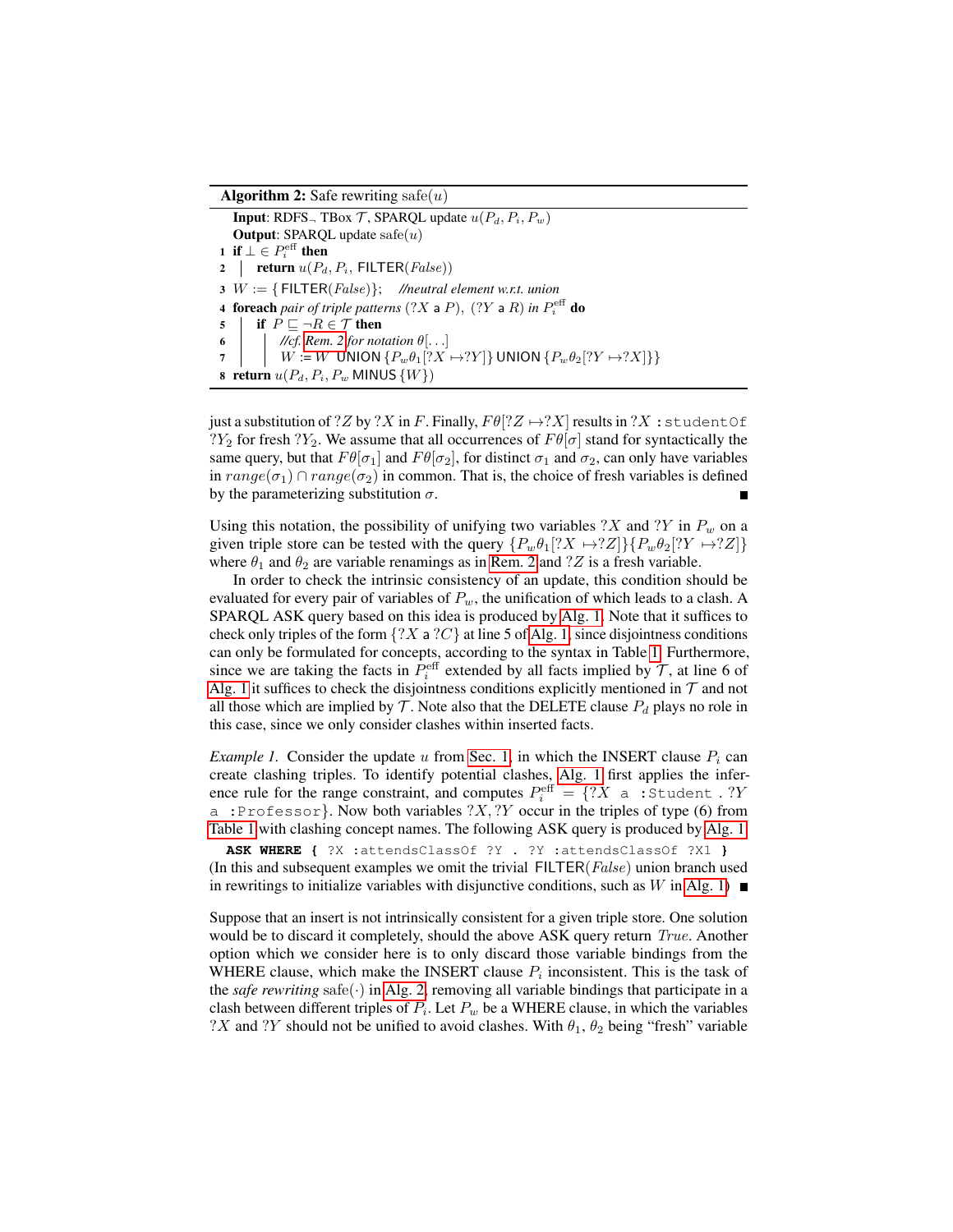**Algorithm 2:** Safe rewriting safe($u$)

**Input**: RDFS$_\neg$ TBox $\mathcal{T}$, SPARQL update $u(P_d, P_i, P_w)$
**Output**: SPARQL update safe($u$)

```
1 if ⊥ ∈ P_i^eff then
2 │  return u(P_d, P_i, FILTER(False))
3 W := {FILTER(False)};   //neutral element w.r.t. union
4 foreach pair of triple patterns (?X a P), (?Y a R) in P_i^eff do
5 │  if P ⊑ ¬R ∈ T then
6 │  │  //cf. Rem. 2 for notation θ[...]
7 │  │  W := W UNION {P_w θ_1[?X ↦ ?Y]} UNION {P_w θ_2[?Y ↦ ?X]}}
8 return u(P_d, P_i, P_w MINUS {W})
```

just a substitution of $?Z$ by $?X$ in $F$. Finally, $F\theta[?Z \mapsto ?X]$ results in $?X$ :studentOf $?Y_2$ for fresh $?Y_2$. We assume that all occurrences of $F\theta[\sigma]$ stand for syntactically the same query, but that $F\theta[\sigma_1]$ and $F\theta[\sigma_2]$, for distinct $\sigma_1$ and $\sigma_2$, can only have variables in $range(\sigma_1) \cap range(\sigma_2)$ in common. That is, the choice of fresh variables is defined by the parameterizing substitution $\sigma$. ∎

Using this notation, the possibility of unifying two variables $?X$ and $?Y$ in $P_w$ on a given triple store can be tested with the query $\{P_w\theta_1[?X \mapsto ?Z]\}\{P_w\theta_2[?Y \mapsto ?Z]\}$ where $\theta_1$ and $\theta_2$ are variable renamings as in Rem. 2 and $?Z$ is a fresh variable.

In order to check the intrinsic consistency of an update, this condition should be evaluated for every pair of variables of $P_w$, the unification of which leads to a clash. A SPARQL ASK query based on this idea is produced by Alg. 1. Note that it suffices to check only triples of the form $\{?X$ a $?C\}$ at line 5 of Alg. 1, since disjointness conditions can only be formulated for concepts, according to the syntax in Table 1. Furthermore, since we are taking the facts in $P_i^{\text{eff}}$ extended by all facts implied by $\mathcal{T}$, at line 6 of Alg. 1 it suffices to check the disjointness conditions explicitly mentioned in $\mathcal{T}$ and not all those which are implied by $\mathcal{T}$. Note also that the DELETE clause $P_d$ plays no role in this case, since we only consider clashes within inserted facts.

*Example 1.* Consider the update $u$ from Sec. 1, in which the INSERT clause $P_i$ can create clashing triples. To identify potential clashes, Alg. 1 first applies the inference rule for the range constraint, and computes $P_i^{\text{eff}} = \{?X$ a :Student . $?Y$ a :Professor$\}$. Now both variables $?X, ?Y$ occur in the triples of type (6) from Table 1 with clashing concept names. The following ASK query is produced by Alg. 1

```
ASK WHERE { ?X :attendsClassOf ?Y . ?Y :attendsClassOf ?X1 }
```

(In this and subsequent examples we omit the trivial FILTER($False$) union branch used in rewritings to initialize variables with disjunctive conditions, such as $W$ in Alg. 1) ∎

Suppose that an insert is not intrinsically consistent for a given triple store. One solution would be to discard it completely, should the above ASK query return $True$. Another option which we consider here is to only discard those variable bindings from the WHERE clause, which make the INSERT clause $P_i$ inconsistent. This is the task of the *safe rewriting* safe($\cdot$) in Alg. 2, removing all variable bindings that participate in a clash between different triples of $P_i$. Let $P_w$ be a WHERE clause, in which the variables $?X$ and $?Y$ should not be unified to avoid clashes. With $\theta_1$, $\theta_2$ being "fresh" variable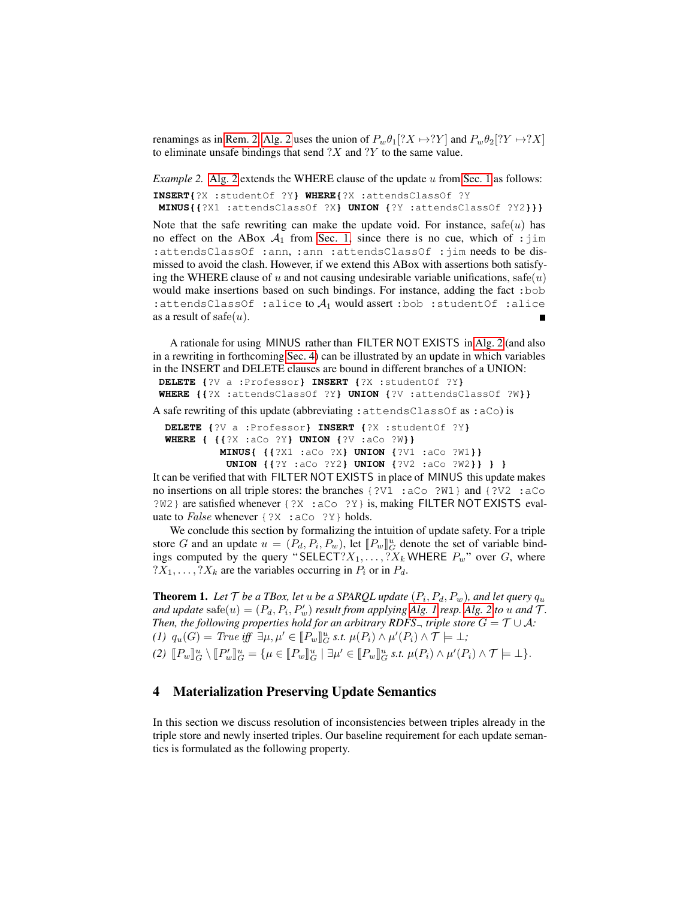renamings as in Rem. 2, Alg. 2 uses the union of $P_w\theta_1[?X \mapsto ?Y]$ and $P_w\theta_2[?Y \mapsto ?X]$ to eliminate unsafe bindings that send $?X$ and $?Y$ to the same value.

*Example 2.* Alg. 2 extends the WHERE clause of the update $u$ from Sec. 1 as follows:

```
INSERT{?X :studentOf ?Y} WHERE{?X :attendsClassOf ?Y
 MINUS{{?X1 :attendsClassOf ?X} UNION {?Y :attendsClassOf ?Y2}}}
```

Note that the safe rewriting can make the update void. For instance, $\text{safe}(u)$ has no effect on the ABox $\mathcal{A}_1$ from Sec. 1, since there is no cue, which of `:jim :attendsClassOf :ann`, `:ann :attendsClassOf :jim` needs to be dismissed to avoid the clash. However, if we extend this ABox with assertions both satisfying the WHERE clause of $u$ and not causing undesirable variable unifications, $\text{safe}(u)$ would make insertions based on such bindings. For instance, adding the fact `:bob :attendsClassOf :alice` to $\mathcal{A}_1$ would assert `:bob :studentOf :alice` as a result of $\text{safe}(u)$. ■

A rationale for using MINUS rather than FILTER NOT EXISTS in Alg. 2 (and also in a rewriting in forthcoming Sec. 4) can be illustrated by an update in which variables in the INSERT and DELETE clauses are bound in different branches of a UNION:

```
DELETE {?V a :Professor} INSERT {?X :studentOf ?Y}
WHERE {{?X :attendsClassOf ?Y} UNION {?V :attendsClassOf ?W}}
```

A safe rewriting of this update (abbreviating `:attendsClassOf` as `:aCo`) is

```
DELETE {?V a :Professor} INSERT {?X :studentOf ?Y}
WHERE { {{?X :aCo ?Y} UNION {?V :aCo ?W}}
          MINUS{ {{?X1 :aCo ?X} UNION {?V1 :aCo ?W1}}
           UNION {{?Y :aCo ?Y2} UNION {?V2 :aCo ?W2}} } }
```

It can be verified that with FILTER NOT EXISTS in place of MINUS this update makes no insertions on all triple stores: the branches `{?V1 :aCo ?W1}` and `{?V2 :aCo ?W2}` are satisfied whenever `{?X :aCo ?Y}` is, making FILTER NOT EXISTS evaluate to *False* whenever `{?X :aCo ?Y}` holds.

We conclude this section by formalizing the intuition of update safety. For a triple store $G$ and an update $u = (P_d, P_i, P_w)$, let $[\![P_w]\!]^u_G$ denote the set of variable bindings computed by the query "SELECT$?X_1, \ldots, ?X_k$ WHERE $P_w$" over $G$, where $?X_1, \ldots, ?X_k$ are the variables occurring in $P_i$ or in $P_d$.

**Theorem 1.** *Let $\mathcal{T}$ be a TBox, let $u$ be a SPARQL update $(P_i, P_d, P_w)$, and let query $q_u$ and update $\text{safe}(u) = (P_d, P_i, P'_w)$ result from applying Alg. 1 resp. Alg. 2 to $u$ and $\mathcal{T}$. Then, the following properties hold for an arbitrary RDFS$_\neg$ triple store $G = \mathcal{T} \cup \mathcal{A}$:*
*(1) $q_u(G) = \mathit{True}$ iff $\exists \mu, \mu' \in [\![P_w]\!]^u_G$ s.t. $\mu(P_i) \wedge \mu'(P_i) \wedge \mathcal{T} \models \bot$;*
*(2) $[\![P_w]\!]^u_G \setminus [\![P'_w]\!]^u_G = \{\mu \in [\![P_w]\!]^u_G \mid \exists \mu' \in [\![P_w]\!]^u_G$ s.t. $\mu(P_i) \wedge \mu'(P_i) \wedge \mathcal{T} \models \bot\}$.*

## 4 Materialization Preserving Update Semantics

In this section we discuss resolution of inconsistencies between triples already in the triple store and newly inserted triples. Our baseline requirement for each update semantics is formulated as the following property.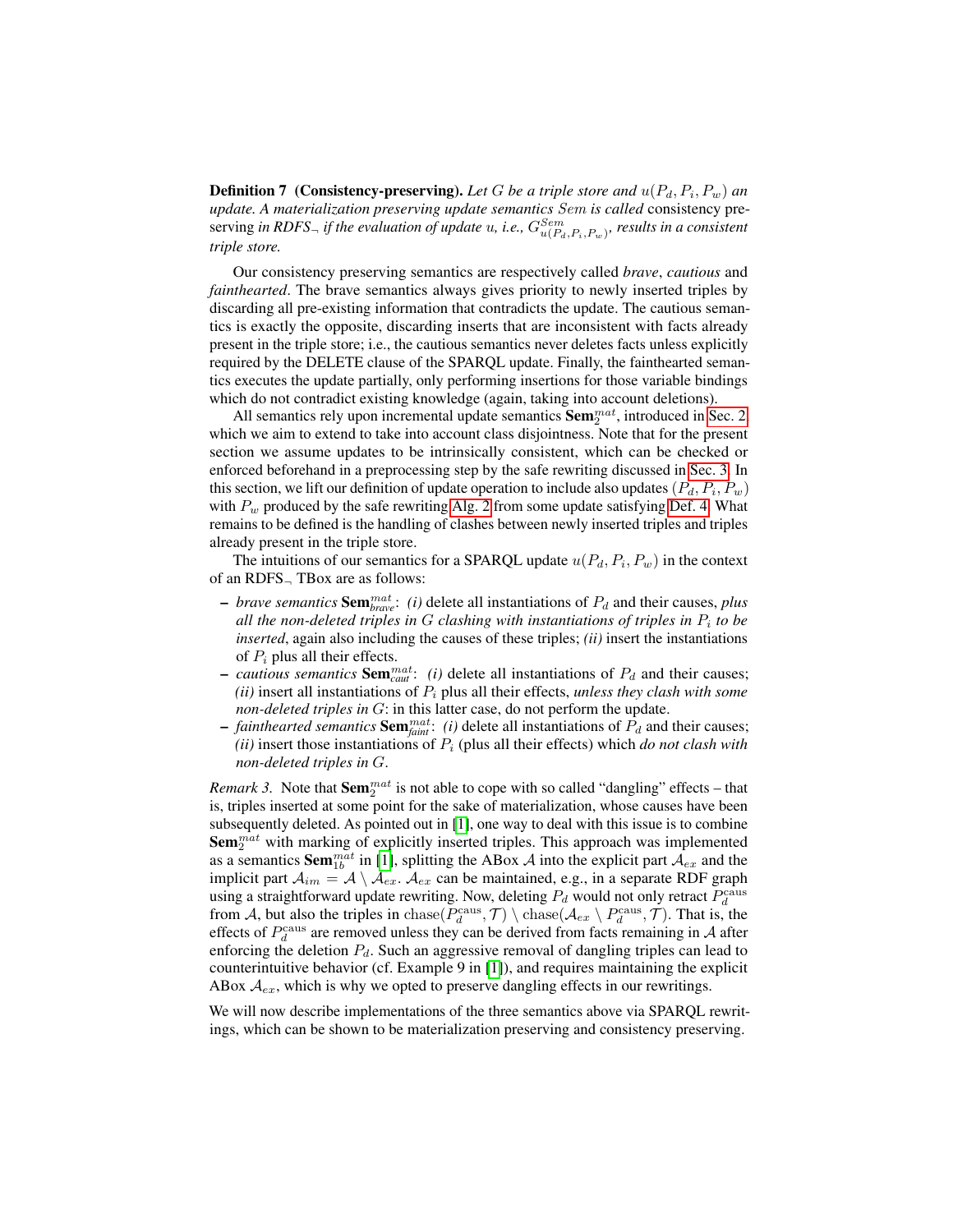**Definition 7 (Consistency-preserving).** *Let $G$ be a triple store and $u(P_d, P_i, P_w)$ an update. A materialization preserving update semantics $Sem$ is called* consistency preserving *in RDFS$_\neg$ if the evaluation of update $u$, i.e., $G^{Sem}_{u(P_d,P_i,P_w)}$, results in a consistent triple store.*

Our consistency preserving semantics are respectively called *brave*, *cautious* and *fainthearted*. The brave semantics always gives priority to newly inserted triples by discarding all pre-existing information that contradicts the update. The cautious semantics is exactly the opposite, discarding inserts that are inconsistent with facts already present in the triple store; i.e., the cautious semantics never deletes facts unless explicitly required by the DELETE clause of the SPARQL update. Finally, the fainthearted semantics executes the update partially, only performing insertions for those variable bindings which do not contradict existing knowledge (again, taking into account deletions).

All semantics rely upon incremental update semantics $\mathbf{Sem}_2^{mat}$, introduced in Sec. 2, which we aim to extend to take into account class disjointness. Note that for the present section we assume updates to be intrinsically consistent, which can be checked or enforced beforehand in a preprocessing step by the safe rewriting discussed in Sec. 3. In this section, we lift our definition of update operation to include also updates $(P_d, P_i, P_w)$ with $P_w$ produced by the safe rewriting Alg. 2 from some update satisfying Def. 4. What remains to be defined is the handling of clashes between newly inserted triples and triples already present in the triple store.

The intuitions of our semantics for a SPARQL update $u(P_d, P_i, P_w)$ in the context of an RDFS$_\neg$ TBox are as follows:

- *brave semantics* $\mathbf{Sem}_{brave}^{mat}$: *(i)* delete all instantiations of $P_d$ and their causes, *plus all the non-deleted triples in $G$ clashing with instantiations of triples in $P_i$ to be inserted*, again also including the causes of these triples; *(ii)* insert the instantiations of $P_i$ plus all their effects.
- *cautious semantics* $\mathbf{Sem}_{caut}^{mat}$: *(i)* delete all instantiations of $P_d$ and their causes; *(ii)* insert all instantiations of $P_i$ plus all their effects, *unless they clash with some non-deleted triples in $G$*: in this latter case, do not perform the update.
- *fainthearted semantics* $\mathbf{Sem}_{faint}^{mat}$: *(i)* delete all instantiations of $P_d$ and their causes; *(ii)* insert those instantiations of $P_i$ (plus all their effects) which *do not clash with non-deleted triples in $G$*.

*Remark 3.* Note that $\mathbf{Sem}_2^{mat}$ is not able to cope with so called "dangling" effects – that is, triples inserted at some point for the sake of materialization, whose causes have been subsequently deleted. As pointed out in [1], one way to deal with this issue is to combine $\mathbf{Sem}_2^{mat}$ with marking of explicitly inserted triples. This approach was implemented as a semantics $\mathbf{Sem}_{1b}^{mat}$ in [1], splitting the ABox $\mathcal{A}$ into the explicit part $\mathcal{A}_{ex}$ and the implicit part $\mathcal{A}_{im} = \mathcal{A} \setminus \mathcal{A}_{ex}$. $\mathcal{A}_{ex}$ can be maintained, e.g., in a separate RDF graph using a straightforward update rewriting. Now, deleting $P_d$ would not only retract $P_d^{\text{caus}}$ from $\mathcal{A}$, but also the triples in $\text{chase}(P_d^{\text{caus}}, \mathcal{T}) \setminus \text{chase}(\mathcal{A}_{ex} \setminus P_d^{\text{caus}}, \mathcal{T})$. That is, the effects of $P_d^{\text{caus}}$ are removed unless they can be derived from facts remaining in $\mathcal{A}$ after enforcing the deletion $P_d$. Such an aggressive removal of dangling triples can lead to counterintuitive behavior (cf. Example 9 in [1]), and requires maintaining the explicit ABox $\mathcal{A}_{ex}$, which is why we opted to preserve dangling effects in our rewritings.

We will now describe implementations of the three semantics above via SPARQL rewritings, which can be shown to be materialization preserving and consistency preserving.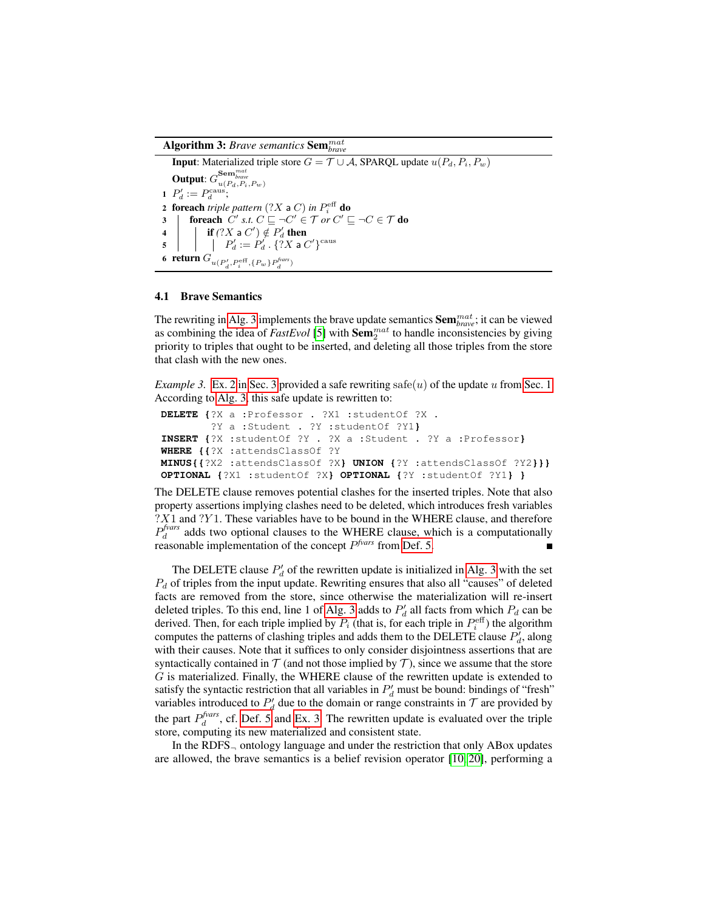**Algorithm 3:** *Brave semantics* $\mathbf{Sem}^{mat}_{brave}$

**Input**: Materialized triple store $G = \mathcal{T} \cup \mathcal{A}$, SPARQL update $u(P_d, P_i, P_w)$

**Output**: $G^{\mathbf{Sem}^{mat}_{brave}}_{u(P_d,P_i,P_w)}$

1 $P'_d := P_d^{\text{caus}}$;

2 **foreach** *triple pattern* $(?X \text{ a } C)$ *in* $P_i^{\text{eff}}$ **do**

3 &nbsp;&nbsp;&nbsp;&nbsp;**foreach** $C'$ *s.t.* $C \sqsubseteq \neg C' \in \mathcal{T}$ *or* $C' \sqsubseteq \neg C \in \mathcal{T}$ **do**

4 &nbsp;&nbsp;&nbsp;&nbsp;&nbsp;&nbsp;&nbsp;&nbsp;**if** $(?X \text{ a } C') \notin P'_d$ **then**

5 &nbsp;&nbsp;&nbsp;&nbsp;&nbsp;&nbsp;&nbsp;&nbsp;&nbsp;&nbsp;&nbsp;&nbsp;$P'_d := P'_d \,.\, \{?X \text{ a } C'\}^{\text{caus}}$

6 **return** $G_{u(P'_d, P_i^{\text{eff}}, \{P_w\} P_d^{fvars})}$

### 4.1 Brave Semantics

The rewriting in Alg. 3 implements the brave update semantics $\mathbf{Sem}^{mat}_{brave}$; it can be viewed as combining the idea of *FastEvol* [5] with $\mathbf{Sem}^{mat}_2$ to handle inconsistencies by giving priority to triples that ought to be inserted, and deleting all those triples from the store that clash with the new ones.

*Example 3.* Ex. 2 in Sec. 3 provided a safe rewriting $\text{safe}(u)$ of the update $u$ from Sec. 1. According to Alg. 3, this safe update is rewritten to:

```
DELETE {?X a :Professor . ?X1 :studentOf ?X .
        ?Y a :Student . ?Y :studentOf ?Y1}
INSERT {?X :studentOf ?Y . ?X a :Student . ?Y a :Professor}
WHERE {{?X :attendsClassOf ?Y
MINUS{{?X2 :attendsClassOf ?X} UNION {?Y :attendsClassOf ?Y2}}}
OPTIONAL {?X1 :studentOf ?X} OPTIONAL {?Y :studentOf ?Y1} }
```

The DELETE clause removes potential clashes for the inserted triples. Note that also property assertions implying clashes need to be deleted, which introduces fresh variables $?X1$ and $?Y1$. These variables have to be bound in the WHERE clause, and therefore $P_d^{fvars}$ adds two optional clauses to the WHERE clause, which is a computationally reasonable implementation of the concept $P^{fvars}$ from Def. 5. ■

The DELETE clause $P'_d$ of the rewritten update is initialized in Alg. 3 with the set $P_d$ of triples from the input update. Rewriting ensures that also all "causes" of deleted facts are removed from the store, since otherwise the materialization will re-insert deleted triples. To this end, line 1 of Alg. 3 adds to $P'_d$ all facts from which $P_d$ can be derived. Then, for each triple implied by $P_i$ (that is, for each triple in $P_i^{\text{eff}}$) the algorithm computes the patterns of clashing triples and adds them to the DELETE clause $P'_d$, along with their causes. Note that it suffices to only consider disjointness assertions that are syntactically contained in $\mathcal{T}$ (and not those implied by $\mathcal{T}$), since we assume that the store $G$ is materialized. Finally, the WHERE clause of the rewritten update is extended to satisfy the syntactic restriction that all variables in $P'_d$ must be bound: bindings of "fresh" variables introduced to $P'_d$ due to the domain or range constraints in $\mathcal{T}$ are provided by the part $P_d^{fvars}$, cf. Def. 5 and Ex. 3. The rewritten update is evaluated over the triple store, computing its new materialized and consistent state.

In the RDFS$_\neg$ ontology language and under the restriction that only ABox updates are allowed, the brave semantics is a belief revision operator [10,20], performing a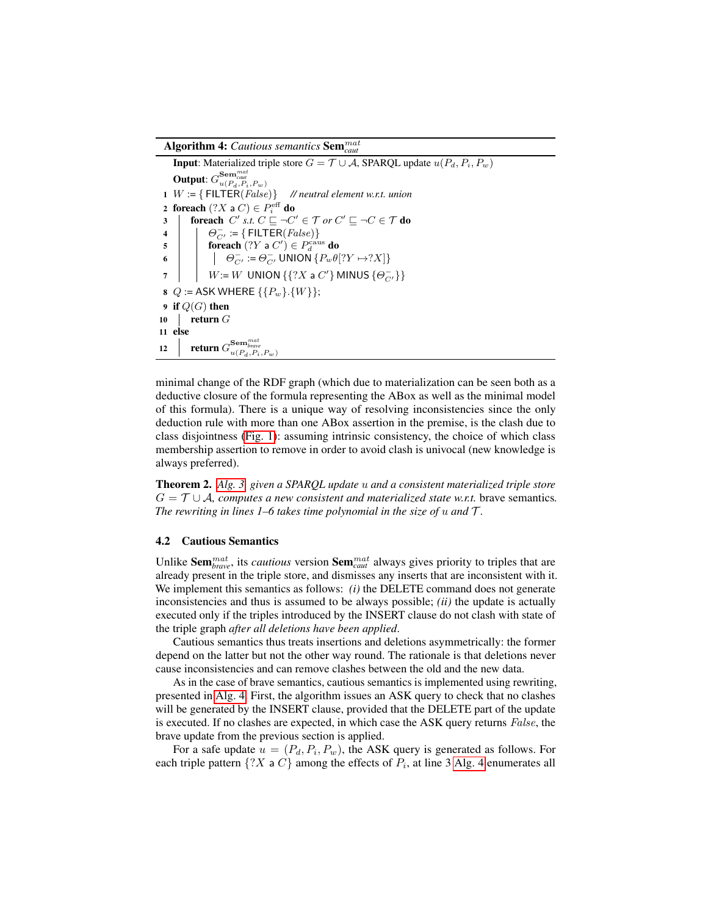**Algorithm 4:** *Cautious semantics* $\mathbf{Sem}^{mat}_{caut}$

```
   Input: Materialized triple store G = T ∪ A, SPARQL update u(P_d, P_i, P_w)
   Output: G^{Sem^mat_caut}_{u(P_d,P_i,P_w)}
 1 W := { FILTER(False) }    // neutral element w.r.t. union
 2 foreach (?X a C) ∈ P_i^eff do
 3 |  foreach C' s.t. C ⊑ ¬C' ∈ T or C' ⊑ ¬C ∈ T do
 4 |  |  Θ⁻_{C'} := { FILTER(False) }
 5 |  |  foreach (?Y a C') ∈ P_d^caus do
 6 |  |  |  Θ⁻_{C'} := Θ⁻_{C'} UNION { P_w θ[?Y ↦ ?X] }
 7 |  |  W := W UNION { {?X a C'} MINUS {Θ⁻_{C'}} }
 8 Q := ASK WHERE { {P_w}.{W} };
 9 if Q(G) then
10 |  return G
11 else
12 |  return G^{Sem^mat_brave}_{u(P_d,P_i,P_w)}
```

minimal change of the RDF graph (which due to materialization can be seen both as a deductive closure of the formula representing the ABox as well as the minimal model of this formula). There is a unique way of resolving inconsistencies since the only deduction rule with more than one ABox assertion in the premise, is the clash due to class disjointness (Fig. 1): assuming intrinsic consistency, the choice of which class membership assertion to remove in order to avoid clash is univocal (new knowledge is always preferred).

**Theorem 2.** *Alg. 3 given a SPARQL update $u$ and a consistent materialized triple store $G = \mathcal{T} \cup \mathcal{A}$, computes a new consistent and materialized state w.r.t.* brave semantics*. The rewriting in lines 1–6 takes time polynomial in the size of $u$ and $\mathcal{T}$.*

### 4.2 Cautious Semantics

Unlike $\mathbf{Sem}^{mat}_{brave}$, its *cautious* version $\mathbf{Sem}^{mat}_{caut}$ always gives priority to triples that are already present in the triple store, and dismisses any inserts that are inconsistent with it. We implement this semantics as follows: *(i)* the DELETE command does not generate inconsistencies and thus is assumed to be always possible; *(ii)* the update is actually executed only if the triples introduced by the INSERT clause do not clash with state of the triple graph *after all deletions have been applied*.

Cautious semantics thus treats insertions and deletions asymmetrically: the former depend on the latter but not the other way round. The rationale is that deletions never cause inconsistencies and can remove clashes between the old and the new data.

As in the case of brave semantics, cautious semantics is implemented using rewriting, presented in Alg. 4. First, the algorithm issues an ASK query to check that no clashes will be generated by the INSERT clause, provided that the DELETE part of the update is executed. If no clashes are expected, in which case the ASK query returns *False*, the brave update from the previous section is applied.

For a safe update $u = (P_d, P_i, P_w)$, the ASK query is generated as follows. For each triple pattern $\{?X \text{ a } C\}$ among the effects of $P_i$, at line 3 Alg. 4 enumerates all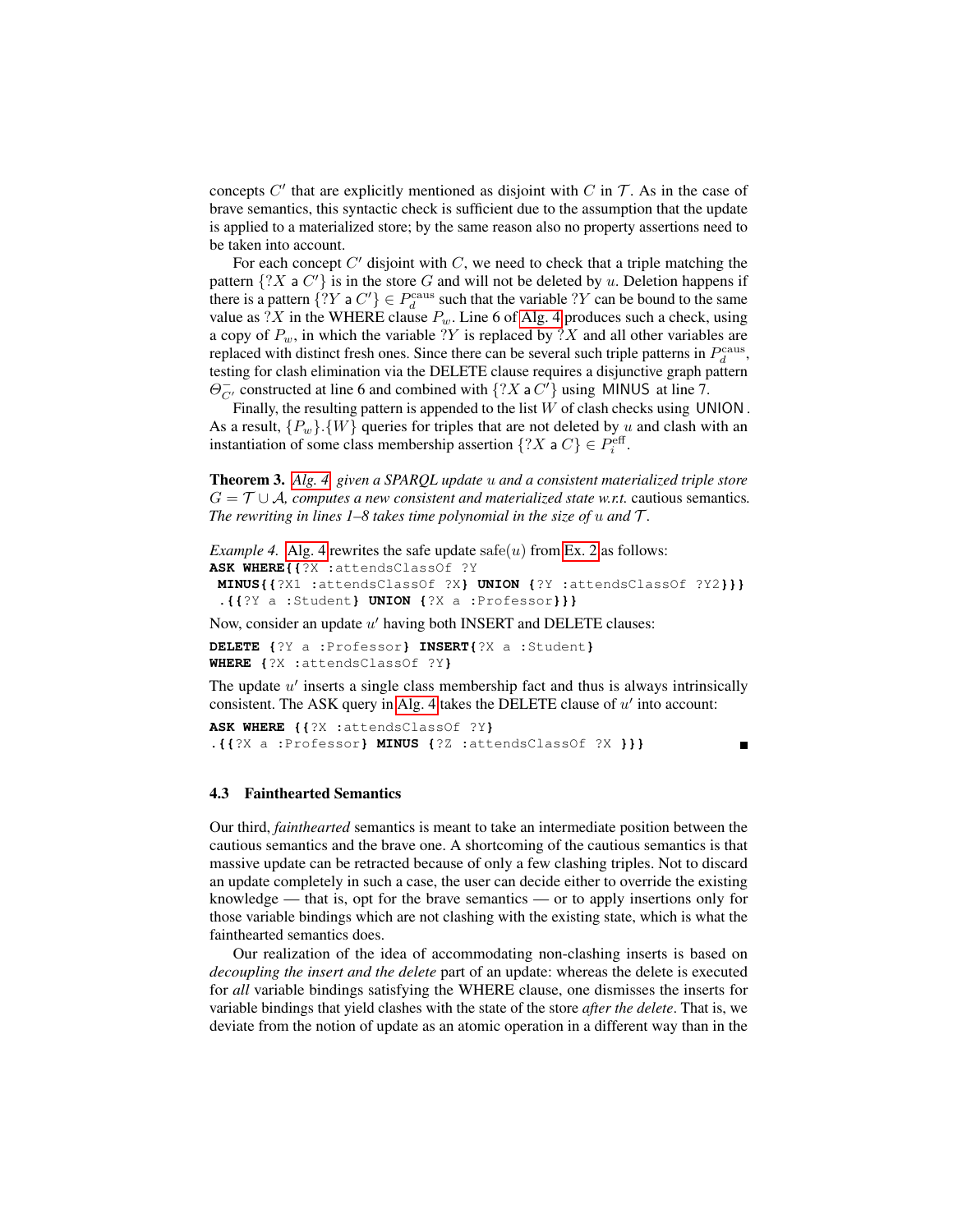concepts $C'$ that are explicitly mentioned as disjoint with $C$ in $\mathcal{T}$. As in the case of brave semantics, this syntactic check is sufficient due to the assumption that the update is applied to a materialized store; by the same reason also no property assertions need to be taken into account.

For each concept $C'$ disjoint with $C$, we need to check that a triple matching the pattern $\{?X \text{ a } C'\}$ is in the store $G$ and will not be deleted by $u$. Deletion happens if there is a pattern $\{?Y \text{ a } C'\} \in P_d^{\text{caus}}$ such that the variable $?Y$ can be bound to the same value as $?X$ in the WHERE clause $P_w$. Line 6 of Alg. 4 produces such a check, using a copy of $P_w$, in which the variable $?Y$ is replaced by $?X$ and all other variables are replaced with distinct fresh ones. Since there can be several such triple patterns in $P_d^{\text{caus}}$, testing for clash elimination via the DELETE clause requires a disjunctive graph pattern $\Theta_{C'}^{-}$ constructed at line 6 and combined with $\{?X \text{ a } C'\}$ using MINUS at line 7.

Finally, the resulting pattern is appended to the list $W$ of clash checks using UNION. As a result, $\{P_w\}.\{W\}$ queries for triples that are not deleted by $u$ and clash with an instantiation of some class membership assertion $\{?X \text{ a } C\} \in P_i^{\text{eff}}$.

**Theorem 3.** *Alg. 4, given a SPARQL update $u$ and a consistent materialized triple store $G = \mathcal{T} \cup \mathcal{A}$, computes a new consistent and materialized state w.r.t.* cautious semantics*. The rewriting in lines 1–8 takes time polynomial in the size of $u$ and $\mathcal{T}$.*

*Example 4.* Alg. 4 rewrites the safe update $\text{safe}(u)$ from Ex. 2 as follows:

```
ASK WHERE{{?X :attendsClassOf ?Y
 MINUS{{?X1 :attendsClassOf ?X} UNION {?Y :attendsClassOf ?Y2}}}
 .{{?Y a :Student} UNION {?X a :Professor}}}
```

Now, consider an update $u'$ having both INSERT and DELETE clauses:

```
DELETE {?Y a :Professor} INSERT{?X a :Student}
WHERE {?X :attendsClassOf ?Y}
```

The update $u'$ inserts a single class membership fact and thus is always intrinsically consistent. The ASK query in Alg. 4 takes the DELETE clause of $u'$ into account:

```
ASK WHERE {{?X :attendsClassOf ?Y}
.{{?X a :Professor} MINUS {?Z :attendsClassOf ?X }}}
```

■

### 4.3 Fainthearted Semantics

Our third, *fainthearted* semantics is meant to take an intermediate position between the cautious semantics and the brave one. A shortcoming of the cautious semantics is that massive update can be retracted because of only a few clashing triples. Not to discard an update completely in such a case, the user can decide either to override the existing knowledge — that is, opt for the brave semantics — or to apply insertions only for those variable bindings which are not clashing with the existing state, which is what the fainthearted semantics does.

Our realization of the idea of accommodating non-clashing inserts is based on *decoupling the insert and the delete* part of an update: whereas the delete is executed for *all* variable bindings satisfying the WHERE clause, one dismisses the inserts for variable bindings that yield clashes with the state of the store *after the delete*. That is, we deviate from the notion of update as an atomic operation in a different way than in the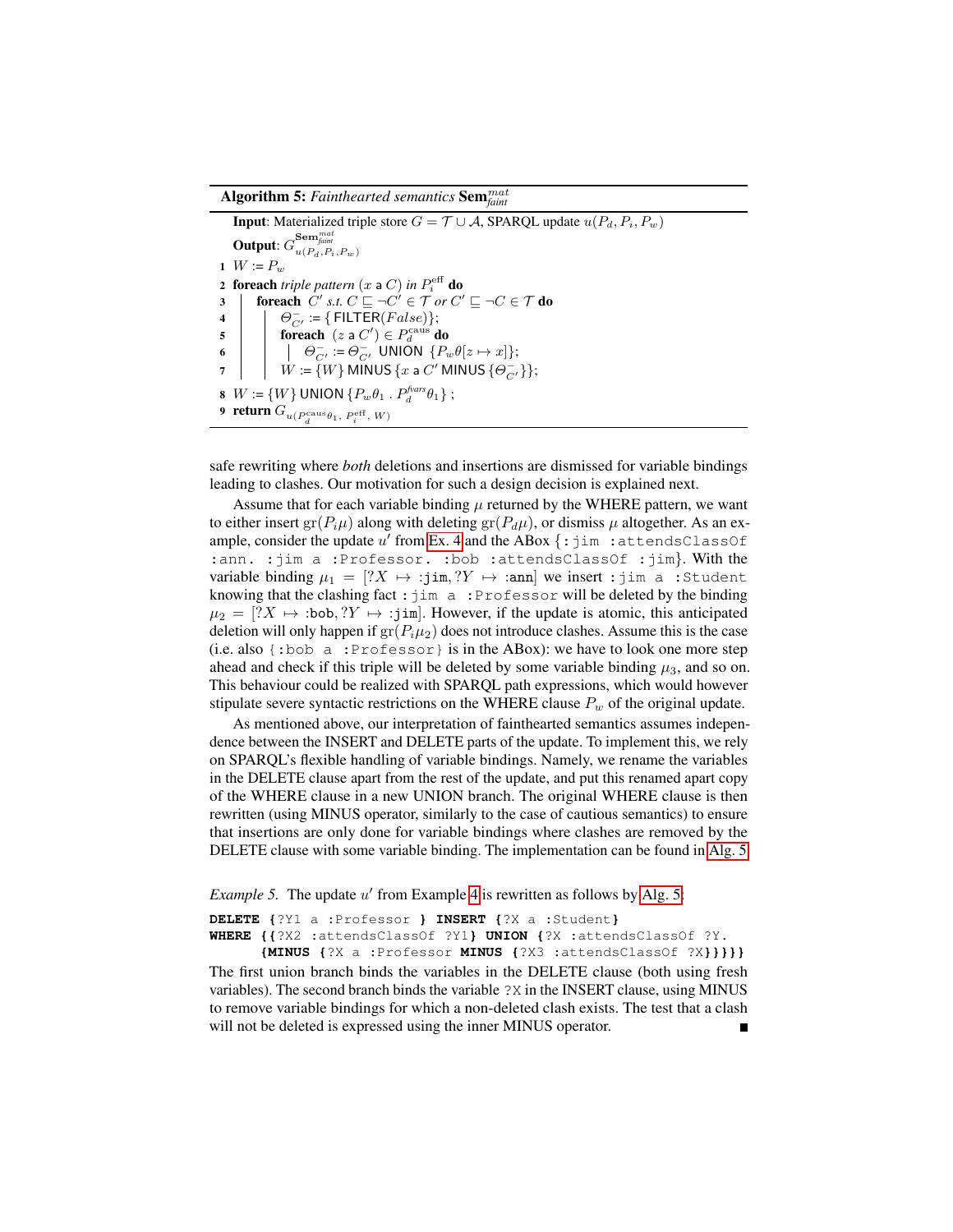**Algorithm 5:** *Fainthearted semantics* $\mathbf{Sem}^{mat}_{faint}$

**Input**: Materialized triple store $G = \mathcal{T} \cup \mathcal{A}$, SPARQL update $u(P_d, P_i, P_w)$

**Output**: $G^{\mathbf{Sem}^{mat}_{faint}}_{u(P_d,P_i,P_w)}$

1 $W := P_w$

2 **foreach** *triple pattern* $(x \text{ a } C)$ *in* $P_i^{\text{eff}}$ **do**

3 &nbsp;&nbsp;&nbsp;&nbsp;**foreach** $C'$ *s.t.* $C \sqsubseteq \neg C' \in \mathcal{T}$ *or* $C' \sqsubseteq \neg C \in \mathcal{T}$ **do**

4 &nbsp;&nbsp;&nbsp;&nbsp;&nbsp;&nbsp;&nbsp;&nbsp;$\Theta^{-}_{C'} := \{\,\text{FILTER}(False)\}$;

5 &nbsp;&nbsp;&nbsp;&nbsp;&nbsp;&nbsp;&nbsp;&nbsp;**foreach** $(z \text{ a } C') \in P_d^{\text{caus}}$ **do**

6 &nbsp;&nbsp;&nbsp;&nbsp;&nbsp;&nbsp;&nbsp;&nbsp;&nbsp;&nbsp;&nbsp;&nbsp;$\Theta^{-}_{C'} := \Theta^{-}_{C'}$ UNION $\{P_w\theta[z \mapsto x]\}$;

7 &nbsp;&nbsp;&nbsp;&nbsp;&nbsp;&nbsp;&nbsp;&nbsp;$W := \{W\}$ MINUS $\{x \text{ a } C'$ MINUS $\{\Theta^{-}_{C'}\}\}$;

8 $W := \{W\}$ UNION $\{P_w\theta_1 \,.\, P_d^{\mathit{fvars}}\theta_1\}$ ;

9 **return** $G_{u(P_d^{\text{caus}}\theta_1,\ P_i^{\text{eff}},\ W)}$

safe rewriting where *both* deletions and insertions are dismissed for variable bindings leading to clashes. Our motivation for such a design decision is explained next.

Assume that for each variable binding $\mu$ returned by the WHERE pattern, we want to either insert $\text{gr}(P_i\mu)$ along with deleting $\text{gr}(P_d\mu)$, or dismiss $\mu$ altogether. As an example, consider the update $u'$ from Ex. 4 and the ABox {`:jim :attendsClassOf :ann. :jim a :Professor. :bob :attendsClassOf :jim`}. With the variable binding $\mu_1 = [?X \mapsto \texttt{:jim}, ?Y \mapsto \texttt{:ann}]$ we insert `:jim a :Student` knowing that the clashing fact `:jim a :Professor` will be deleted by the binding $\mu_2 = [?X \mapsto \texttt{:bob}, ?Y \mapsto \texttt{:jim}]$. However, if the update is atomic, this anticipated deletion will only happen if $\text{gr}(P_i\mu_2)$ does not introduce clashes. Assume this is the case (i.e. also {`:bob a :Professor`} is in the ABox): we have to look one more step ahead and check if this triple will be deleted by some variable binding $\mu_3$, and so on. This behaviour could be realized with SPARQL path expressions, which would however stipulate severe syntactic restrictions on the WHERE clause $P_w$ of the original update.

As mentioned above, our interpretation of fainthearted semantics assumes independence between the INSERT and DELETE parts of the update. To implement this, we rely on SPARQL's flexible handling of variable bindings. Namely, we rename the variables in the DELETE clause apart from the rest of the update, and put this renamed apart copy of the WHERE clause in a new UNION branch. The original WHERE clause is then rewritten (using MINUS operator, similarly to the case of cautious semantics) to ensure that insertions are only done for variable bindings where clashes are removed by the DELETE clause with some variable binding. The implementation can be found in Alg. 5.

*Example 5.* The update $u'$ from Example 4 is rewritten as follows by Alg. 5:

```
DELETE {?Y1 a :Professor } INSERT {?X a :Student}
WHERE {{?X2 :attendsClassOf ?Y1} UNION {?X :attendsClassOf ?Y.
       {MINUS {?X a :Professor MINUS {?X3 :attendsClassOf ?X}}}}}
```

The first union branch binds the variables in the DELETE clause (both using fresh variables). The second branch binds the variable `?X` in the INSERT clause, using MINUS to remove variable bindings for which a non-deleted clash exists. The test that a clash will not be deleted is expressed using the inner MINUS operator. ∎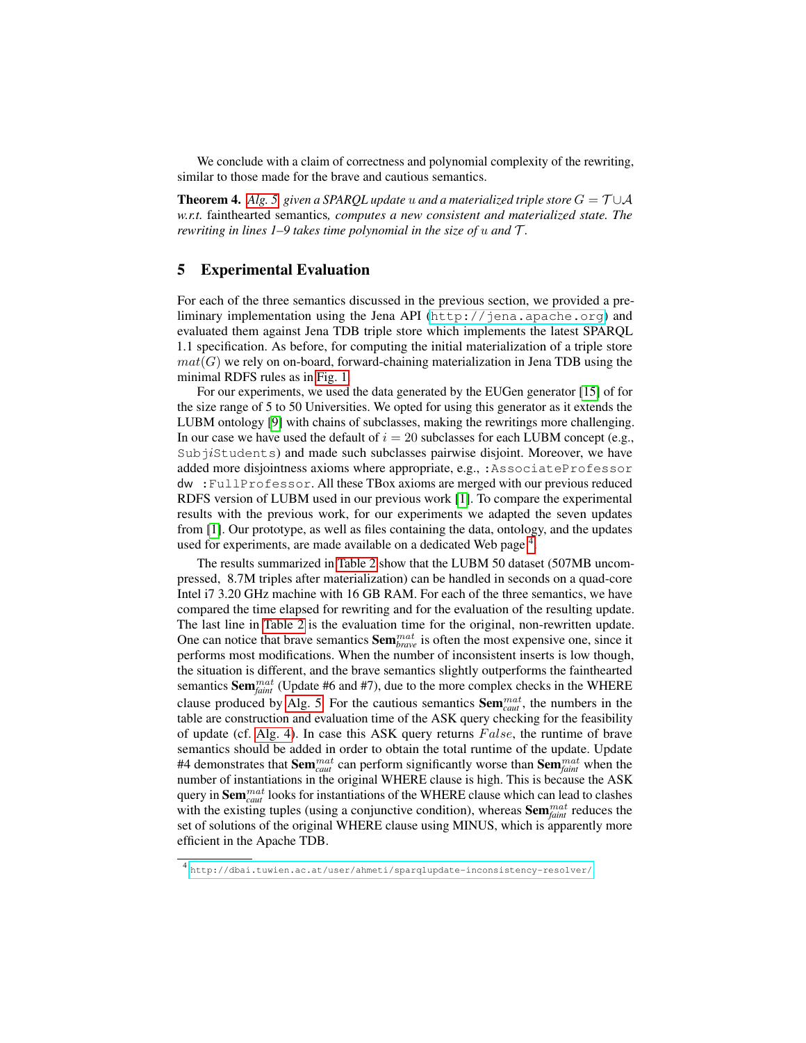We conclude with a claim of correctness and polynomial complexity of the rewriting, similar to those made for the brave and cautious semantics.

**Theorem 4.** *Alg. 5 given a SPARQL update $u$ and a materialized triple store $G = \mathcal{T} \cup \mathcal{A}$ w.r.t.* fainthearted semantics*, computes a new consistent and materialized state. The rewriting in lines 1–9 takes time polynomial in the size of $u$ and $\mathcal{T}$.*

## 5 Experimental Evaluation

For each of the three semantics discussed in the previous section, we provided a preliminary implementation using the Jena API (`http://jena.apache.org`) and evaluated them against Jena TDB triple store which implements the latest SPARQL 1.1 specification. As before, for computing the initial materialization of a triple store $mat(G)$ we rely on on-board, forward-chaining materialization in Jena TDB using the minimal RDFS rules as in Fig. 1.

For our experiments, we used the data generated by the EUGen generator [15] of for the size range of 5 to 50 Universities. We opted for using this generator as it extends the LUBM ontology [9] with chains of subclasses, making the rewritings more challenging. In our case we have used the default of $i = 20$ subclasses for each LUBM concept (e.g., `Subj`$i$`Students`) and made such subclasses pairwise disjoint. Moreover, we have added more disjointness axioms where appropriate, e.g., `:AssociateProfessor` dw `:FullProfessor`. All these TBox axioms are merged with our previous reduced RDFS version of LUBM used in our previous work [1]. To compare the experimental results with the previous work, for our experiments we adapted the seven updates from [1]. Our prototype, as well as files containing the data, ontology, and the updates used for experiments, are made available on a dedicated Web page [4].

The results summarized in Table 2 show that the LUBM 50 dataset (507MB uncompressed, 8.7M triples after materialization) can be handled in seconds on a quad-core Intel i7 3.20 GHz machine with 16 GB RAM. For each of the three semantics, we have compared the time elapsed for rewriting and for the evaluation of the resulting update. The last line in Table 2 is the evaluation time for the original, non-rewritten update. One can notice that brave semantics $\mathbf{Sem}^{mat}_{brave}$ is often the most expensive one, since it performs most modifications. When the number of inconsistent inserts is low though, the situation is different, and the brave semantics slightly outperforms the fainthearted semantics $\mathbf{Sem}^{mat}_{faint}$ (Update #6 and #7), due to the more complex checks in the WHERE clause produced by Alg. 5. For the cautious semantics $\mathbf{Sem}^{mat}_{caut}$, the numbers in the table are construction and evaluation time of the ASK query checking for the feasibility of update (cf. Alg. 4). In case this ASK query returns $False$, the runtime of brave semantics should be added in order to obtain the total runtime of the update. Update #4 demonstrates that $\mathbf{Sem}^{mat}_{caut}$ can perform significantly worse than $\mathbf{Sem}^{mat}_{faint}$ when the number of instantiations in the original WHERE clause is high. This is because the ASK query in $\mathbf{Sem}^{mat}_{caut}$ looks for instantiations of the WHERE clause which can lead to clashes with the existing tuples (using a conjunctive condition), whereas $\mathbf{Sem}^{mat}_{faint}$ reduces the set of solutions of the original WHERE clause using MINUS, which is apparently more efficient in the Apache TDB.

[4] `http://dbai.tuwien.ac.at/user/ahmeti/sparqlupdate-inconsistency-resolver/`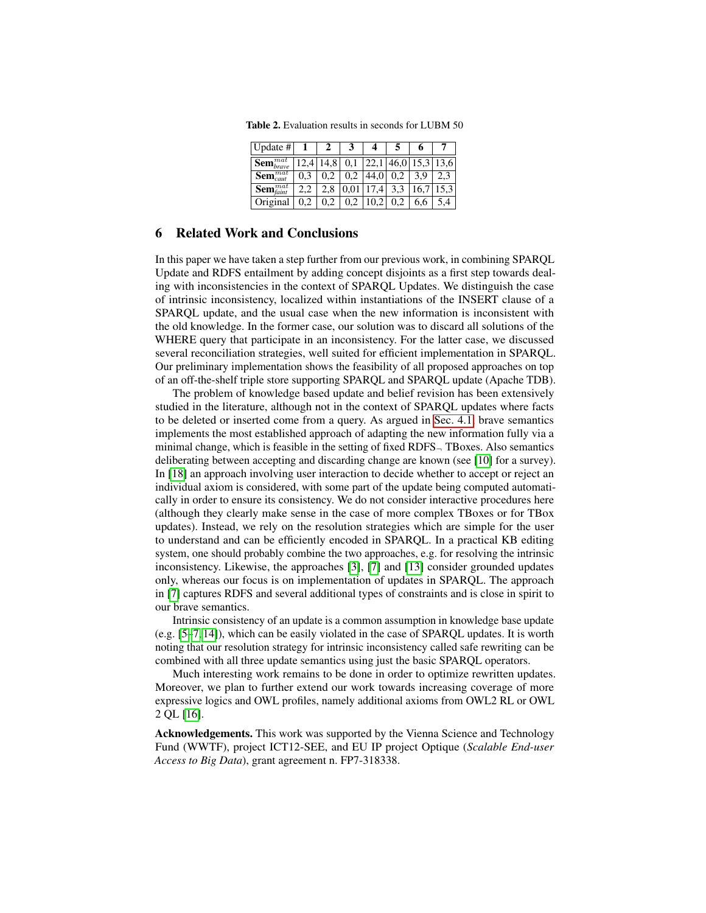**Table 2.** Evaluation results in seconds for LUBM 50

| Update # | 1 | 2 | 3 | 4 | 5 | 6 | 7 |
|---|---|---|---|---|---|---|---|
| $\mathbf{Sem}^{mat}_{brave}$ | 12,4 | 14,8 | 0,1 | 22,1 | 46,0 | 15,3 | 13,6 |
| $\mathbf{Sem}^{mat}_{caut}$ | 0,3 | 0,2 | 0,2 | 44,0 | 0,2 | 3,9 | 2,3 |
| $\mathbf{Sem}^{mat}_{faint}$ | 2,2 | 2,8 | 0,01 | 17,4 | 3,3 | 16,7 | 15,3 |
| Original | 0,2 | 0,2 | 0,2 | 10,2 | 0,2 | 6,6 | 5,4 |

## 6 Related Work and Conclusions

In this paper we have taken a step further from our previous work, in combining SPARQL Update and RDFS entailment by adding concept disjoints as a first step towards dealing with inconsistencies in the context of SPARQL Updates. We distinguish the case of intrinsic inconsistency, localized within instantiations of the INSERT clause of a SPARQL update, and the usual case when the new information is inconsistent with the old knowledge. In the former case, our solution was to discard all solutions of the WHERE query that participate in an inconsistency. For the latter case, we discussed several reconciliation strategies, well suited for efficient implementation in SPARQL. Our preliminary implementation shows the feasibility of all proposed approaches on top of an off-the-shelf triple store supporting SPARQL and SPARQL update (Apache TDB).

The problem of knowledge based update and belief revision has been extensively studied in the literature, although not in the context of SPARQL updates where facts to be deleted or inserted come from a query. As argued in Sec. 4.1, brave semantics implements the most established approach of adapting the new information fully via a minimal change, which is feasible in the setting of fixed $\mathrm{RDFS}_{\neg}$ TBoxes. Also semantics deliberating between accepting and discarding change are known (see [10] for a survey). In [18] an approach involving user interaction to decide whether to accept or reject an individual axiom is considered, with some part of the update being computed automatically in order to ensure its consistency. We do not consider interactive procedures here (although they clearly make sense in the case of more complex TBoxes or for TBox updates). Instead, we rely on the resolution strategies which are simple for the user to understand and can be efficiently encoded in SPARQL. In a practical KB editing system, one should probably combine the two approaches, e.g. for resolving the intrinsic inconsistency. Likewise, the approaches [3], [7] and [13] consider grounded updates only, whereas our focus is on implementation of updates in SPARQL. The approach in [7] captures RDFS and several additional types of constraints and is close in spirit to our brave semantics.

Intrinsic consistency of an update is a common assumption in knowledge base update (e.g. [5–7, 14]), which can be easily violated in the case of SPARQL updates. It is worth noting that our resolution strategy for intrinsic inconsistency called safe rewriting can be combined with all three update semantics using just the basic SPARQL operators.

Much interesting work remains to be done in order to optimize rewritten updates. Moreover, we plan to further extend our work towards increasing coverage of more expressive logics and OWL profiles, namely additional axioms from OWL2 RL or OWL 2 QL [16].

**Acknowledgements.** This work was supported by the Vienna Science and Technology Fund (WWTF), project ICT12-SEE, and EU IP project Optique (*Scalable End-user Access to Big Data*), grant agreement n. FP7-318338.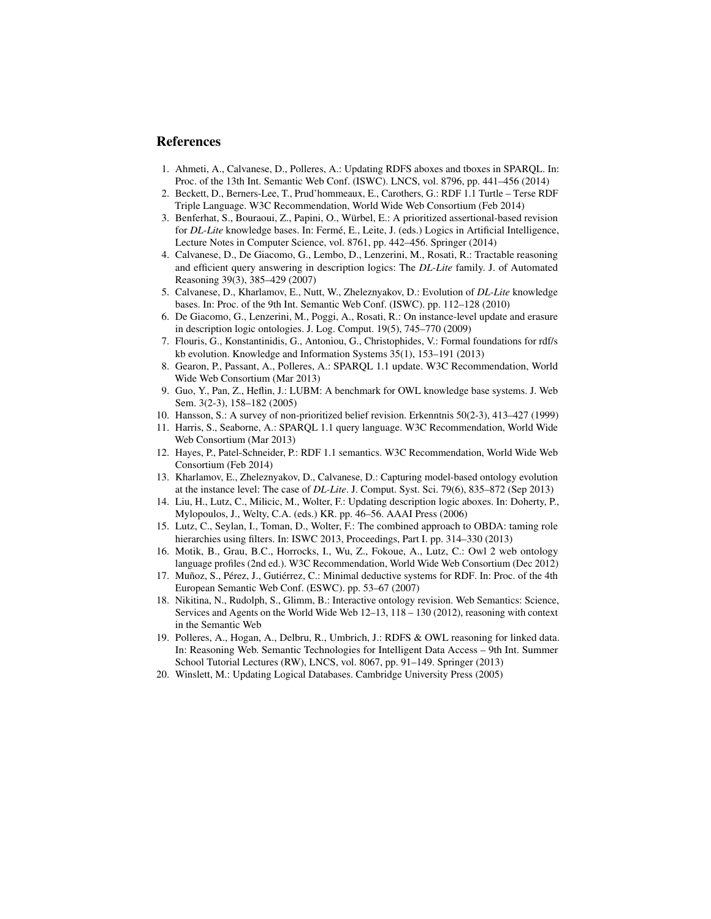## References

1. Ahmeti, A., Calvanese, D., Polleres, A.: Updating RDFS aboxes and tboxes in SPARQL. In: Proc. of the 13th Int. Semantic Web Conf. (ISWC). LNCS, vol. 8796, pp. 441–456 (2014)
2. Beckett, D., Berners-Lee, T., Prud'hommeaux, E., Carothers, G.: RDF 1.1 Turtle – Terse RDF Triple Language. W3C Recommendation, World Wide Web Consortium (Feb 2014)
3. Benferhat, S., Bouraoui, Z., Papini, O., Würbel, E.: A prioritized assertional-based revision for *DL-Lite* knowledge bases. In: Fermé, E., Leite, J. (eds.) Logics in Artificial Intelligence, Lecture Notes in Computer Science, vol. 8761, pp. 442–456. Springer (2014)
4. Calvanese, D., De Giacomo, G., Lembo, D., Lenzerini, M., Rosati, R.: Tractable reasoning and efficient query answering in description logics: The *DL-Lite* family. J. of Automated Reasoning 39(3), 385–429 (2007)
5. Calvanese, D., Kharlamov, E., Nutt, W., Zheleznyakov, D.: Evolution of *DL-Lite* knowledge bases. In: Proc. of the 9th Int. Semantic Web Conf. (ISWC). pp. 112–128 (2010)
6. De Giacomo, G., Lenzerini, M., Poggi, A., Rosati, R.: On instance-level update and erasure in description logic ontologies. J. Log. Comput. 19(5), 745–770 (2009)
7. Flouris, G., Konstantinidis, G., Antoniou, G., Christophides, V.: Formal foundations for rdf/s kb evolution. Knowledge and Information Systems 35(1), 153–191 (2013)
8. Gearon, P., Passant, A., Polleres, A.: SPARQL 1.1 update. W3C Recommendation, World Wide Web Consortium (Mar 2013)
9. Guo, Y., Pan, Z., Heflin, J.: LUBM: A benchmark for OWL knowledge base systems. J. Web Sem. 3(2-3), 158–182 (2005)
10. Hansson, S.: A survey of non-prioritized belief revision. Erkenntnis 50(2-3), 413–427 (1999)
11. Harris, S., Seaborne, A.: SPARQL 1.1 query language. W3C Recommendation, World Wide Web Consortium (Mar 2013)
12. Hayes, P., Patel-Schneider, P.: RDF 1.1 semantics. W3C Recommendation, World Wide Web Consortium (Feb 2014)
13. Kharlamov, E., Zheleznyakov, D., Calvanese, D.: Capturing model-based ontology evolution at the instance level: The case of *DL-Lite*. J. Comput. Syst. Sci. 79(6), 835–872 (Sep 2013)
14. Liu, H., Lutz, C., Milicic, M., Wolter, F.: Updating description logic aboxes. In: Doherty, P., Mylopoulos, J., Welty, C.A. (eds.) KR. pp. 46–56. AAAI Press (2006)
15. Lutz, C., Seylan, I., Toman, D., Wolter, F.: The combined approach to OBDA: taming role hierarchies using filters. In: ISWC 2013, Proceedings, Part I. pp. 314–330 (2013)
16. Motik, B., Grau, B.C., Horrocks, I., Wu, Z., Fokoue, A., Lutz, C.: Owl 2 web ontology language profiles (2nd ed.). W3C Recommendation, World Wide Web Consortium (Dec 2012)
17. Muñoz, S., Pérez, J., Gutiérrez, C.: Minimal deductive systems for RDF. In: Proc. of the 4th European Semantic Web Conf. (ESWC). pp. 53–67 (2007)
18. Nikitina, N., Rudolph, S., Glimm, B.: Interactive ontology revision. Web Semantics: Science, Services and Agents on the World Wide Web 12–13, 118 – 130 (2012), reasoning with context in the Semantic Web
19. Polleres, A., Hogan, A., Delbru, R., Umbrich, J.: RDFS & OWL reasoning for linked data. In: Reasoning Web. Semantic Technologies for Intelligent Data Access – 9th Int. Summer School Tutorial Lectures (RW), LNCS, vol. 8067, pp. 91–149. Springer (2013)
20. Winslett, M.: Updating Logical Databases. Cambridge University Press (2005)